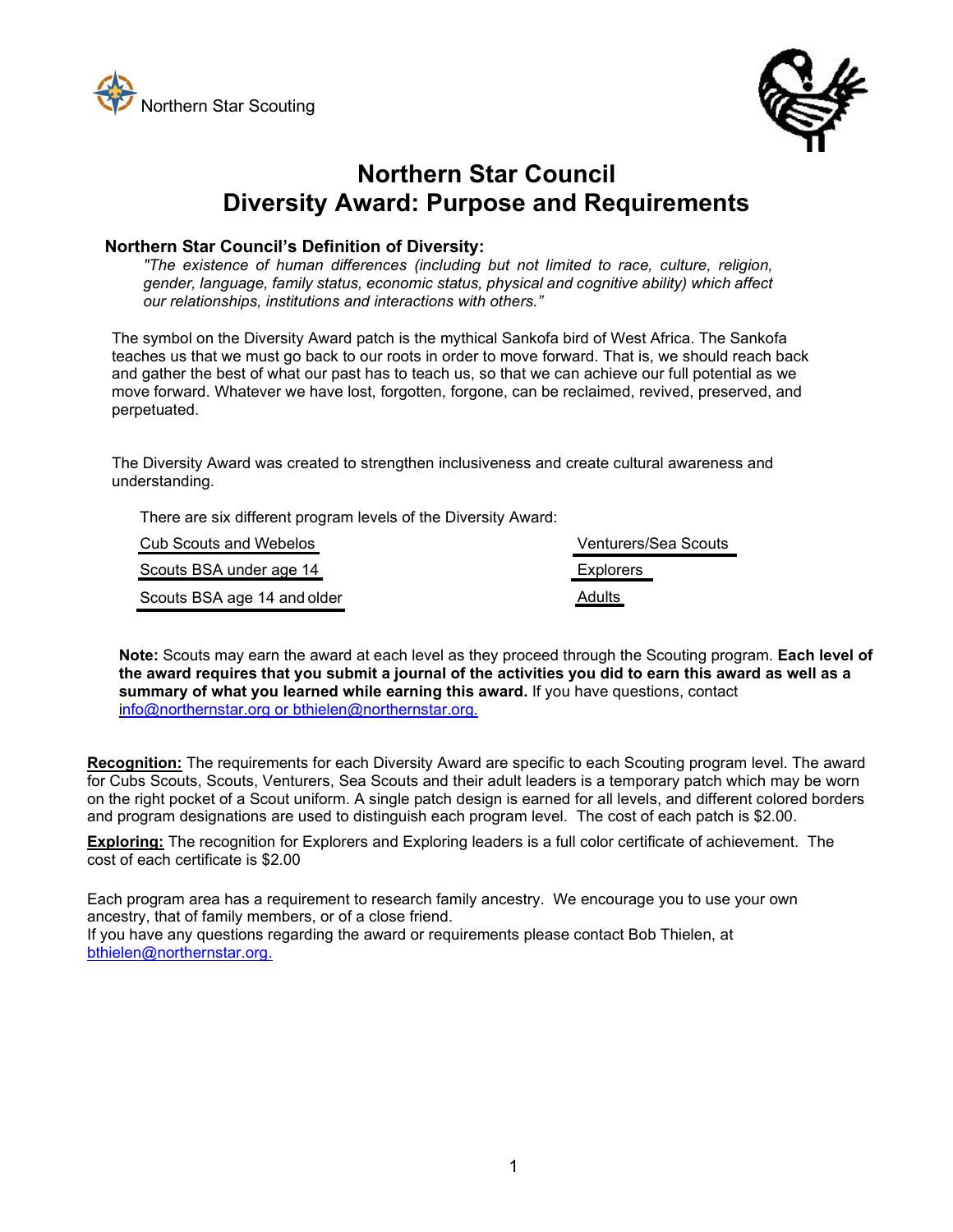Northern Star Scouting

# Northern Star Council
# Diversity Award: Purpose and Requirements

**Northern Star Council's Definition of Diversity:**

*"The existence of human differences (including but not limited to race, culture, religion, gender, language, family status, economic status, physical and cognitive ability) which affect our relationships, institutions and interactions with others."*

The symbol on the Diversity Award patch is the mythical Sankofa bird of West Africa. The Sankofa teaches us that we must go back to our roots in order to move forward. That is, we should reach back and gather the best of what our past has to teach us, so that we can achieve our full potential as we move forward. Whatever we have lost, forgotten, forgone, can be reclaimed, revived, preserved, and perpetuated.

The Diversity Award was created to strengthen inclusiveness and create cultural awareness and understanding.

There are six different program levels of the Diversity Award:

- Cub Scouts and Webelos
- Scouts BSA under age 14
- Scouts BSA age 14 and older
- Venturers/Sea Scouts
- Explorers
- Adults

**Note:** Scouts may earn the award at each level as they proceed through the Scouting program. **Each level of the award requires that you submit a journal of the activities you did to earn this award as well as a summary of what you learned while earning this award.** If you have questions, contact info@northernstar.org or bthielen@northernstar.org.

**Recognition:** The requirements for each Diversity Award are specific to each Scouting program level. The award for Cubs Scouts, Scouts, Venturers, Sea Scouts and their adult leaders is a temporary patch which may be worn on the right pocket of a Scout uniform. A single patch design is earned for all levels, and different colored borders and program designations are used to distinguish each program level. The cost of each patch is $2.00.

**Exploring:** The recognition for Explorers and Exploring leaders is a full color certificate of achievement. The cost of each certificate is $2.00

Each program area has a requirement to research family ancestry. We encourage you to use your own ancestry, that of family members, or of a close friend.
If you have any questions regarding the award or requirements please contact Bob Thielen, at bthielen@northernstar.org.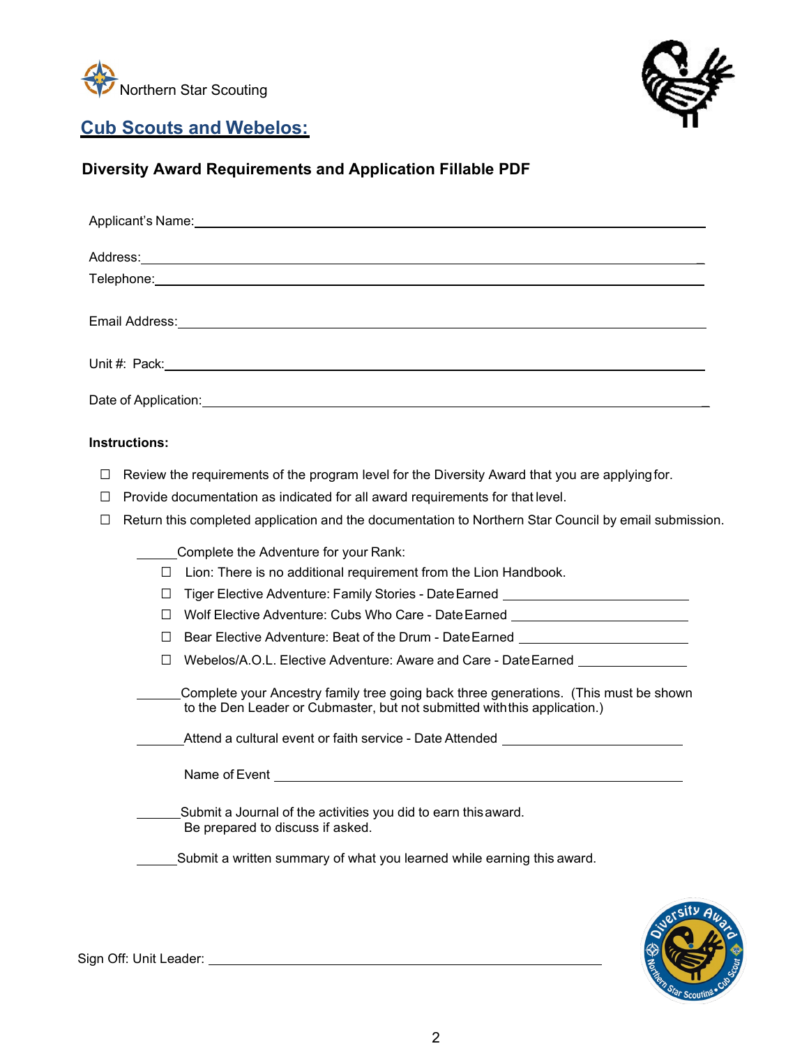Northern Star Scouting

## Cub Scouts and Webelos:

### Diversity Award Requirements and Application Fillable PDF

Applicant's Name: ______________________________

Address: ______________________________

Telephone: ______________________________

Email Address: ______________________________

Unit #: Pack: ______________________________

Date of Application: ______________________________

**Instructions:**

- ☐ Review the requirements of the program level for the Diversity Award that you are applying for.
- ☐ Provide documentation as indicated for all award requirements for that level.
- ☐ Return this completed application and the documentation to Northern Star Council by email submission.

______ Complete the Adventure for your Rank:

- ☐ Lion: There is no additional requirement from the Lion Handbook.
- ☐ Tiger Elective Adventure: Family Stories - Date Earned ______________
- ☐ Wolf Elective Adventure: Cubs Who Care - Date Earned ______________
- ☐ Bear Elective Adventure: Beat of the Drum - Date Earned ______________
- ☐ Webelos/A.O.L. Elective Adventure: Aware and Care - Date Earned ______________

______ Complete your Ancestry family tree going back three generations. (This must be shown to the Den Leader or Cubmaster, but not submitted with this application.)

______ Attend a cultural event or faith service - Date Attended ______________

Name of Event ______________________________

______ Submit a Journal of the activities you did to earn this award. Be prepared to discuss if asked.

______ Submit a written summary of what you learned while earning this award.

Sign Off: Unit Leader: ______________________________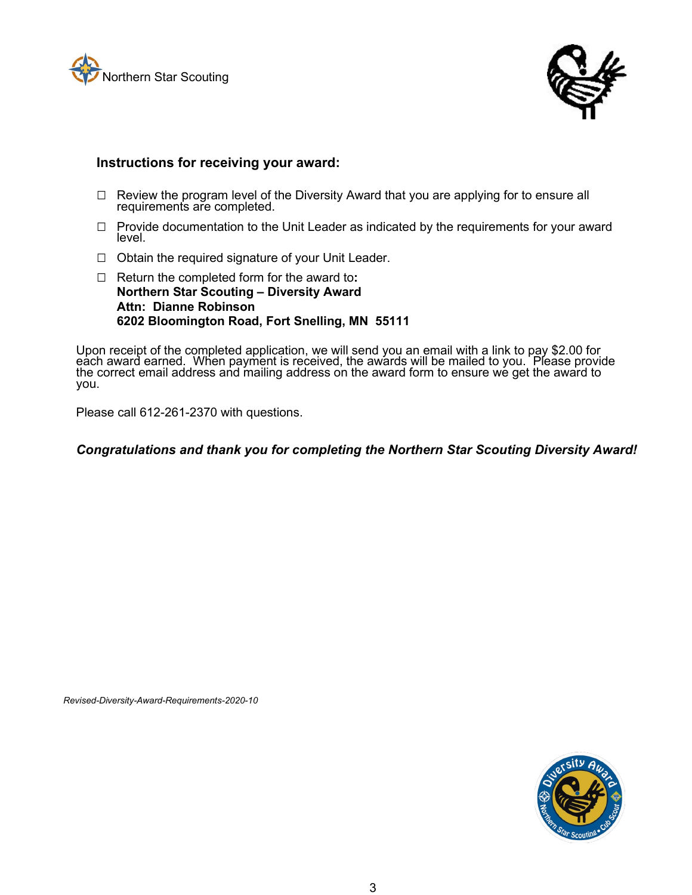Northern Star Scouting

## Instructions for receiving your award:

- ☐ Review the program level of the Diversity Award that you are applying for to ensure all requirements are completed.
- ☐ Provide documentation to the Unit Leader as indicated by the requirements for your award level.
- ☐ Obtain the required signature of your Unit Leader.
- ☐ Return the completed form for the award to:
  **Northern Star Scouting – Diversity Award**
  **Attn: Dianne Robinson**
  **6202 Bloomington Road, Fort Snelling, MN 55111**

Upon receipt of the completed application, we will send you an email with a link to pay $2.00 for each award earned. When payment is received, the awards will be mailed to you. Please provide the correct email address and mailing address on the award form to ensure we get the award to you.

Please call 612-261-2370 with questions.

***Congratulations and thank you for completing the Northern Star Scouting Diversity Award!***

*Revised-Diversity-Award-Requirements-2020-10*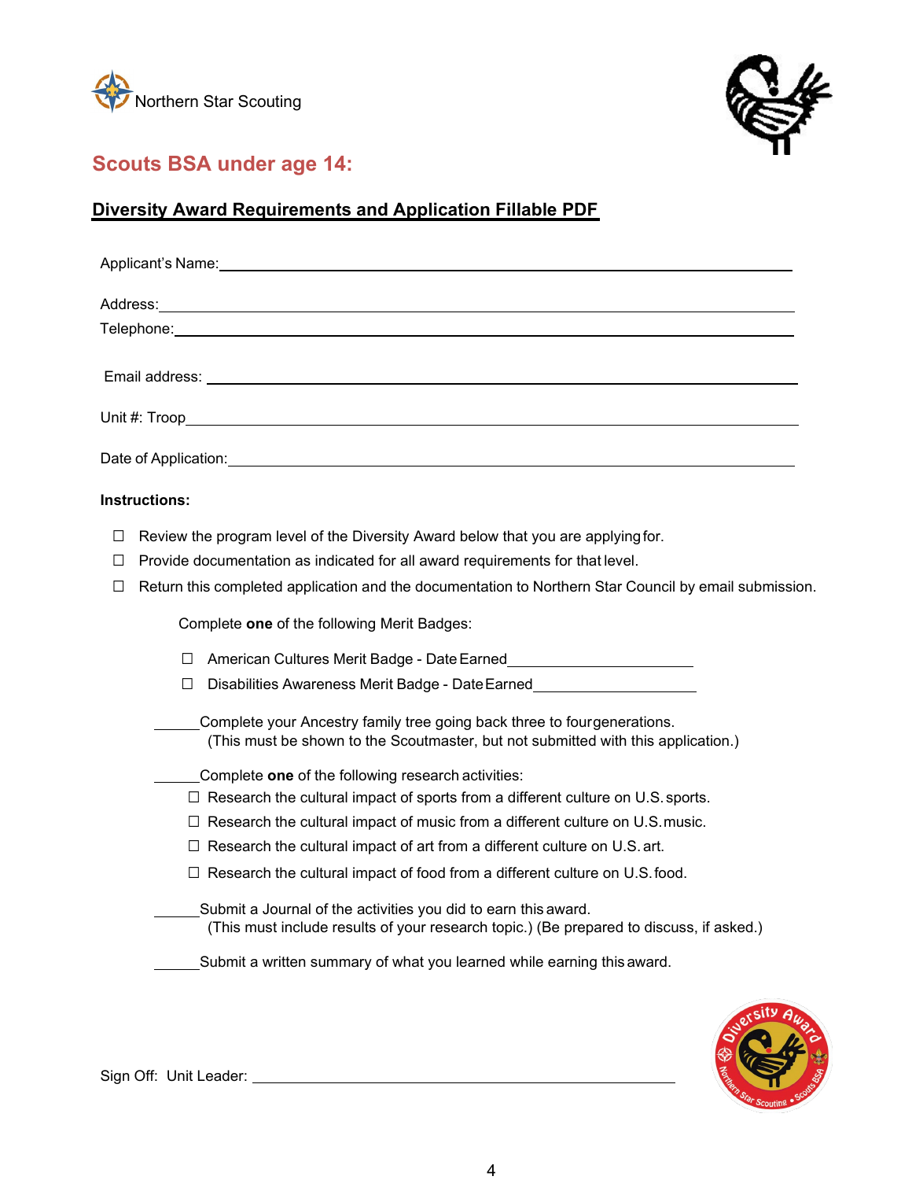Northern Star Scouting

## Scouts BSA under age 14:

**Diversity Award Requirements and Application Fillable PDF**

Applicant's Name: ____________________________________________

Address: ____________________________________________

Telephone: ____________________________________________

Email address: ____________________________________________

Unit #: Troop ____________________________________________

Date of Application: ____________________________________________

**Instructions:**

- ☐ Review the program level of the Diversity Award below that you are applying for.
- ☐ Provide documentation as indicated for all award requirements for that level.
- ☐ Return this completed application and the documentation to Northern Star Council by email submission.

Complete **one** of the following Merit Badges:

- ☐ American Cultures Merit Badge - Date Earned ____________________
- ☐ Disabilities Awareness Merit Badge - Date Earned ____________________

______ Complete your Ancestry family tree going back three to four generations.
(This must be shown to the Scoutmaster, but not submitted with this application.)

______ Complete **one** of the following research activities:

- ☐ Research the cultural impact of sports from a different culture on U.S. sports.
- ☐ Research the cultural impact of music from a different culture on U.S. music.
- ☐ Research the cultural impact of art from a different culture on U.S. art.
- ☐ Research the cultural impact of food from a different culture on U.S. food.

______ Submit a Journal of the activities you did to earn this award.
(This must include results of your research topic.) (Be prepared to discuss, if asked.)

______ Submit a written summary of what you learned while earning this award.

Sign Off: Unit Leader: ____________________________________________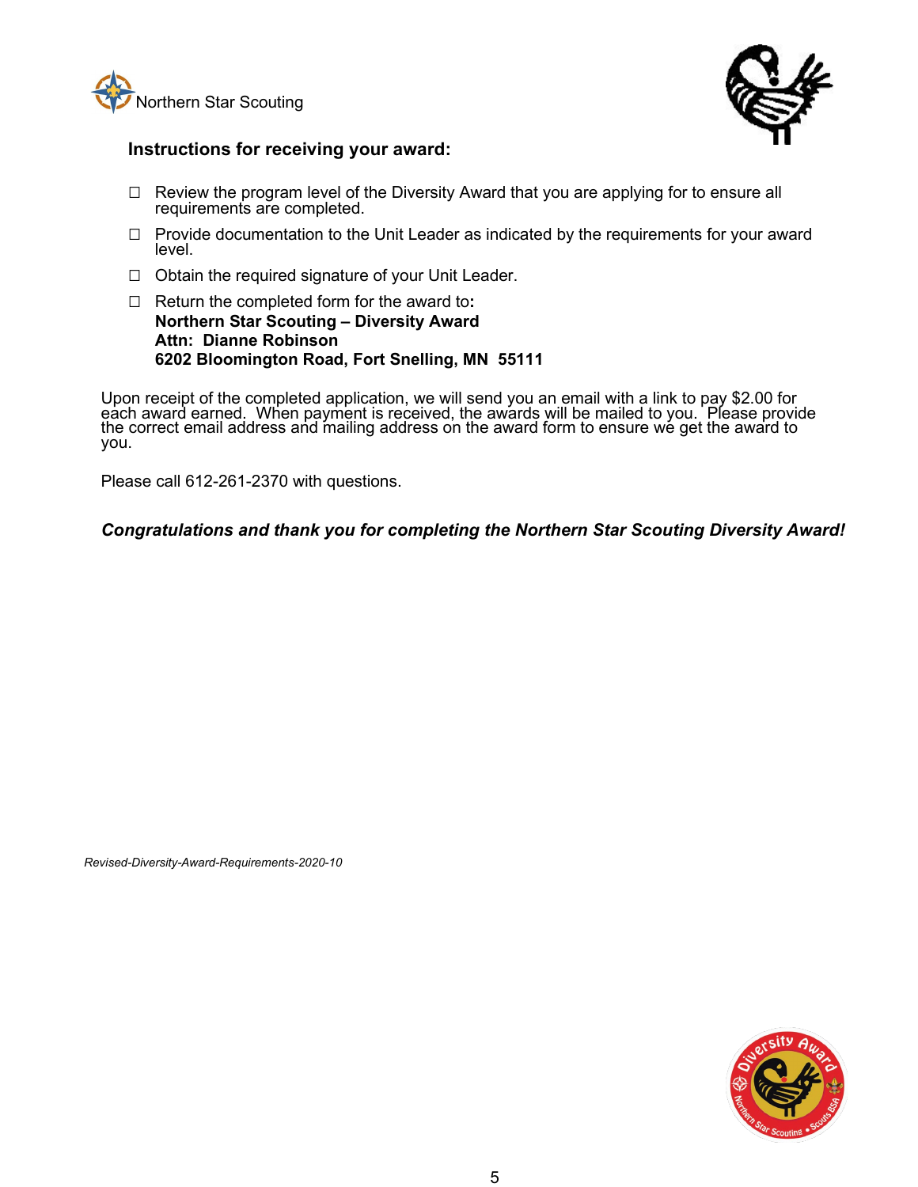Northern Star Scouting

**Instructions for receiving your award:**

- ☐ Review the program level of the Diversity Award that you are applying for to ensure all requirements are completed.
- ☐ Provide documentation to the Unit Leader as indicated by the requirements for your award level.
- ☐ Obtain the required signature of your Unit Leader.
- ☐ Return the completed form for the award to:
  **Northern Star Scouting – Diversity Award**
  **Attn: Dianne Robinson**
  **6202 Bloomington Road, Fort Snelling, MN 55111**

Upon receipt of the completed application, we will send you an email with a link to pay $2.00 for each award earned. When payment is received, the awards will be mailed to you. Please provide the correct email address and mailing address on the award form to ensure we get the award to you.

Please call 612-261-2370 with questions.

***Congratulations and thank you for completing the Northern Star Scouting Diversity Award!***

*Revised-Diversity-Award-Requirements-2020-10*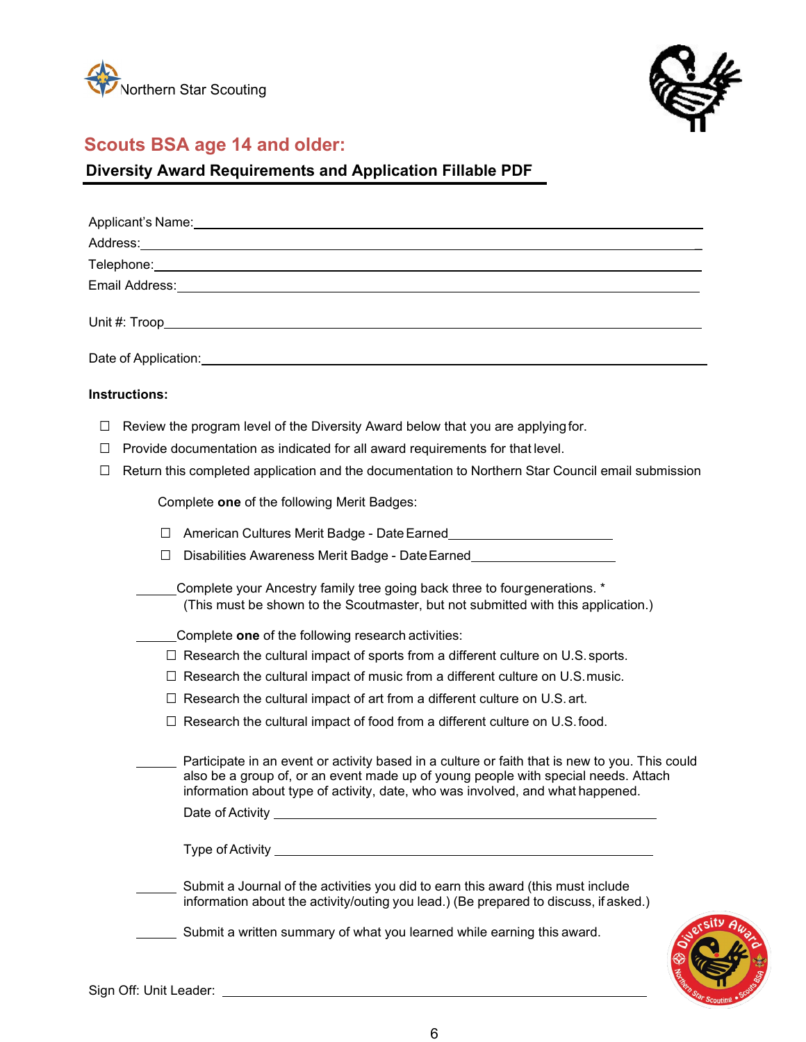Northern Star Scouting

## Scouts BSA age 14 and older:

### Diversity Award Requirements and Application Fillable PDF

Applicant's Name:\_\_\_\_\_\_\_\_\_\_\_\_\_\_\_\_\_\_\_\_\_\_\_\_\_\_\_\_\_\_\_\_\_\_\_\_\_\_\_\_

Address:\_\_\_\_\_\_\_\_\_\_\_\_\_\_\_\_\_\_\_\_\_\_\_\_\_\_\_\_\_\_\_\_\_\_\_\_\_\_\_\_

Telephone:\_\_\_\_\_\_\_\_\_\_\_\_\_\_\_\_\_\_\_\_\_\_\_\_\_\_\_\_\_\_\_\_\_\_\_\_\_\_\_\_

Email Address:\_\_\_\_\_\_\_\_\_\_\_\_\_\_\_\_\_\_\_\_\_\_\_\_\_\_\_\_\_\_\_\_\_\_\_\_\_\_\_\_

Unit #: Troop\_\_\_\_\_\_\_\_\_\_\_\_\_\_\_\_\_\_\_\_\_\_\_\_\_\_\_\_\_\_\_\_\_\_\_\_\_\_\_\_

Date of Application:\_\_\_\_\_\_\_\_\_\_\_\_\_\_\_\_\_\_\_\_\_\_\_\_\_\_\_\_\_\_\_\_\_\_\_\_\_\_\_\_

**Instructions:**

- ☐ Review the program level of the Diversity Award below that you are applying for.
- ☐ Provide documentation as indicated for all award requirements for that level.
- ☐ Return this completed application and the documentation to Northern Star Council email submission

Complete **one** of the following Merit Badges:

- ☐ American Cultures Merit Badge - Date Earned\_\_\_\_\_\_\_\_\_\_\_\_\_\_\_\_\_\_\_\_
- ☐ Disabilities Awareness Merit Badge - Date Earned\_\_\_\_\_\_\_\_\_\_\_\_\_\_\_\_\_\_\_\_

\_\_\_\_\_\_ Complete your Ancestry family tree going back three to four generations. *
(This must be shown to the Scoutmaster, but not submitted with this application.)

\_\_\_\_\_\_ Complete **one** of the following research activities:

- ☐ Research the cultural impact of sports from a different culture on U.S. sports.
- ☐ Research the cultural impact of music from a different culture on U.S. music.
- ☐ Research the cultural impact of art from a different culture on U.S. art.
- ☐ Research the cultural impact of food from a different culture on U.S. food.

\_\_\_\_\_\_ Participate in an event or activity based in a culture or faith that is new to you. This could also be a group of, or an event made up of young people with special needs. Attach information about type of activity, date, who was involved, and what happened.

Date of Activity \_\_\_\_\_\_\_\_\_\_\_\_\_\_\_\_\_\_\_\_\_\_\_\_\_\_\_\_\_\_\_\_\_\_\_\_\_\_\_\_

Type of Activity \_\_\_\_\_\_\_\_\_\_\_\_\_\_\_\_\_\_\_\_\_\_\_\_\_\_\_\_\_\_\_\_\_\_\_\_\_\_\_\_

\_\_\_\_\_\_ Submit a Journal of the activities you did to earn this award (this must include information about the activity/outing you lead.) (Be prepared to discuss, if asked.)

\_\_\_\_\_\_ Submit a written summary of what you learned while earning this award.

Sign Off: Unit Leader: \_\_\_\_\_\_\_\_\_\_\_\_\_\_\_\_\_\_\_\_\_\_\_\_\_\_\_\_\_\_\_\_\_\_\_\_\_\_\_\_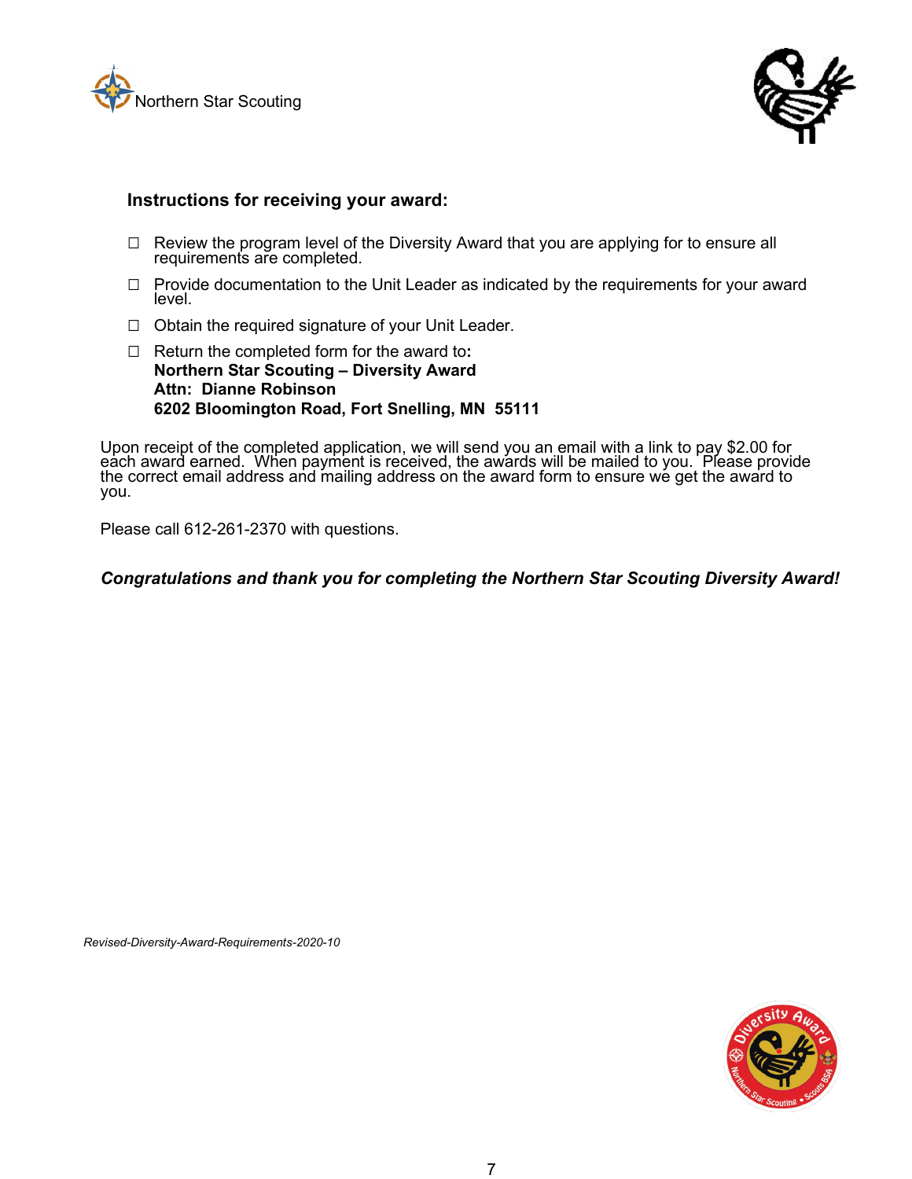Northern Star Scouting

### Instructions for receiving your award:

- ☐ Review the program level of the Diversity Award that you are applying for to ensure all requirements are completed.
- ☐ Provide documentation to the Unit Leader as indicated by the requirements for your award level.
- ☐ Obtain the required signature of your Unit Leader.
- ☐ Return the completed form for the award to**:**
  **Northern Star Scouting – Diversity Award**
  **Attn: Dianne Robinson**
  **6202 Bloomington Road, Fort Snelling, MN 55111**

Upon receipt of the completed application, we will send you an email with a link to pay $2.00 for each award earned. When payment is received, the awards will be mailed to you. Please provide the correct email address and mailing address on the award form to ensure we get the award to you.

Please call 612-261-2370 with questions.

***Congratulations and thank you for completing the Northern Star Scouting Diversity Award!***

*Revised-Diversity-Award-Requirements-2020-10*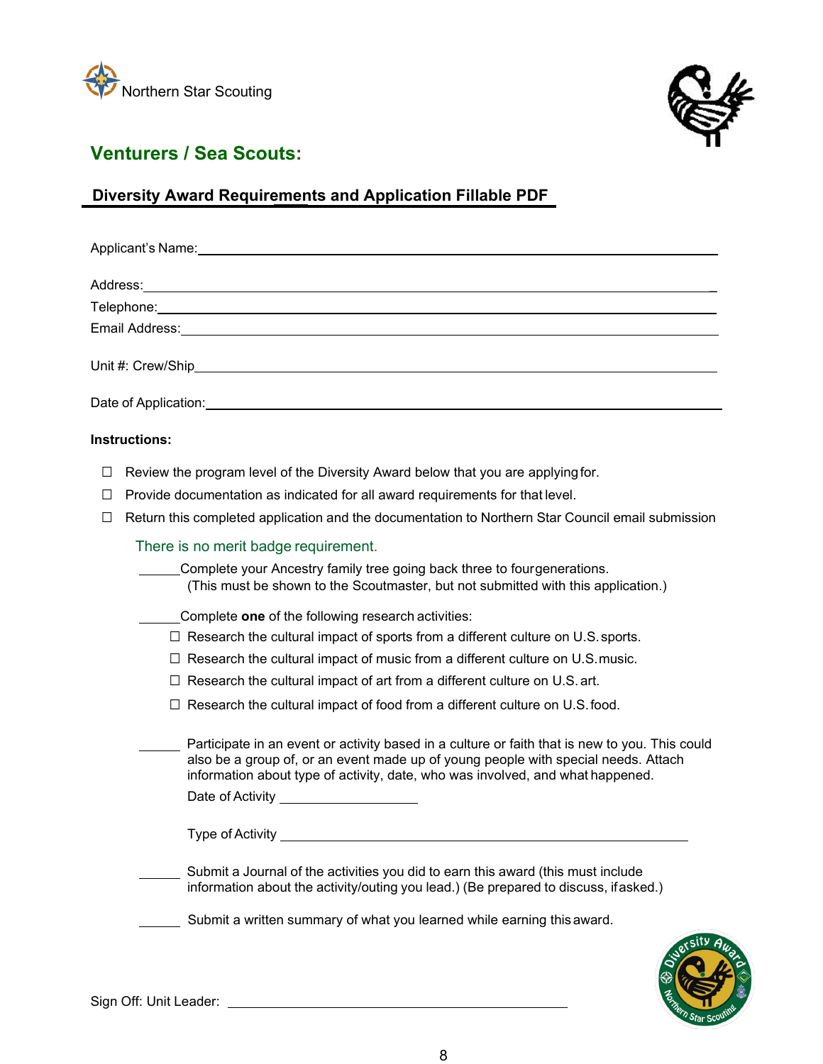Northern Star Scouting

## Venturers / Sea Scouts:

### Diversity Award Requirements and Application Fillable PDF

Applicant's Name: ____________________

Address: ____________________

Telephone: ____________________

Email Address: ____________________

Unit #: Crew/Ship ____________________

Date of Application: ____________________

**Instructions:**

- ☐ Review the program level of the Diversity Award below that you are applying for.
- ☐ Provide documentation as indicated for all award requirements for that level.
- ☐ Return this completed application and the documentation to Northern Star Council email submission

There is no merit badge requirement.

______Complete your Ancestry family tree going back three to four generations. (This must be shown to the Scoutmaster, but not submitted with this application.)

______Complete **one** of the following research activities:

- ☐ Research the cultural impact of sports from a different culture on U.S. sports.
- ☐ Research the cultural impact of music from a different culture on U.S. music.
- ☐ Research the cultural impact of art from a different culture on U.S. art.
- ☐ Research the cultural impact of food from a different culture on U.S. food.

______ Participate in an event or activity based in a culture or faith that is new to you. This could also be a group of, or an event made up of young people with special needs. Attach information about type of activity, date, who was involved, and what happened.

Date of Activity ____________________

Type of Activity ____________________

______ Submit a Journal of the activities you did to earn this award (this must include information about the activity/outing you lead.) (Be prepared to discuss, if asked.)

______ Submit a written summary of what you learned while earning this award.

Sign Off: Unit Leader: ____________________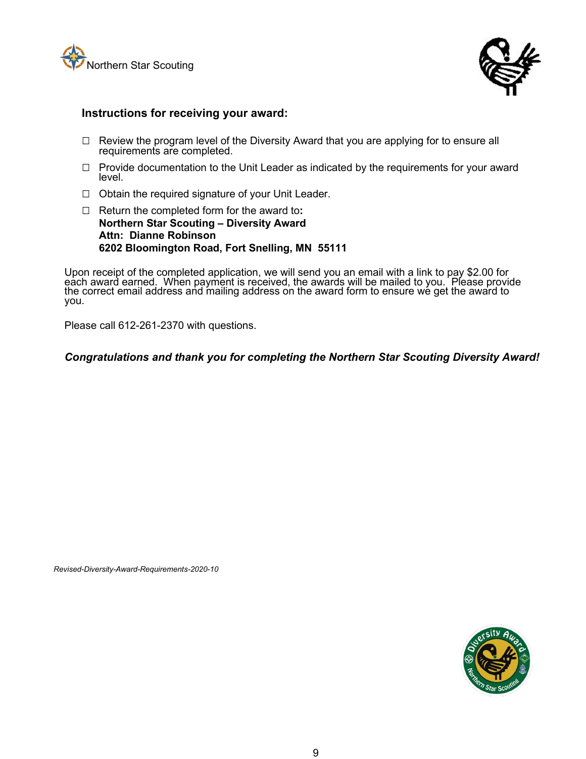Northern Star Scouting

## Instructions for receiving your award:

- ☐ Review the program level of the Diversity Award that you are applying for to ensure all requirements are completed.
- ☐ Provide documentation to the Unit Leader as indicated by the requirements for your award level.
- ☐ Obtain the required signature of your Unit Leader.
- ☐ Return the completed form for the award to**:**
  **Northern Star Scouting – Diversity Award**
  **Attn: Dianne Robinson**
  **6202 Bloomington Road, Fort Snelling, MN 55111**

Upon receipt of the completed application, we will send you an email with a link to pay $2.00 for each award earned. When payment is received, the awards will be mailed to you. Please provide the correct email address and mailing address on the award form to ensure we get the award to you.

Please call 612-261-2370 with questions.

***Congratulations and thank you for completing the Northern Star Scouting Diversity Award!***

*Revised-Diversity-Award-Requirements-2020-10*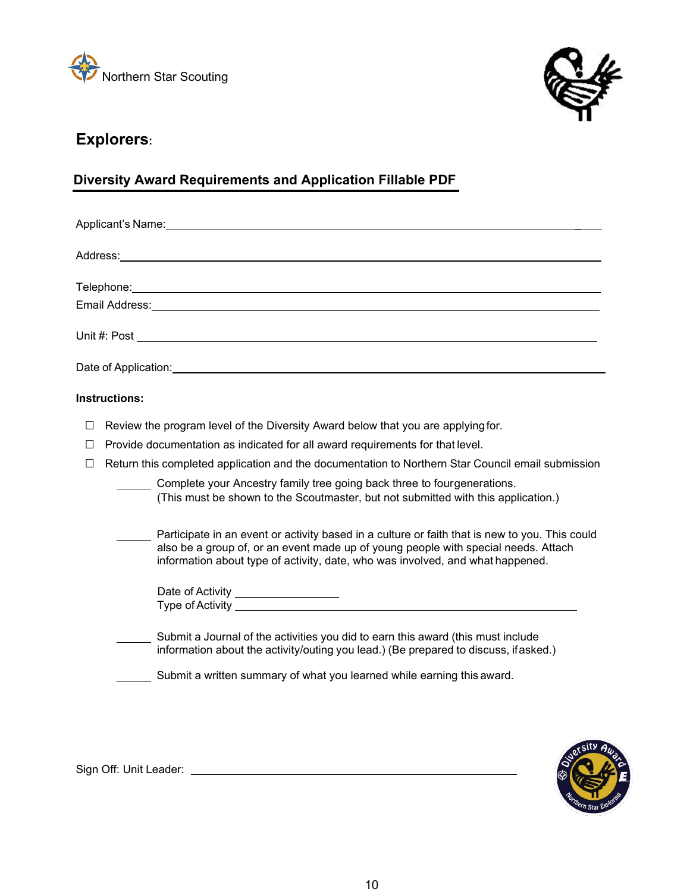Northern Star Scouting

## Explorers:

### Diversity Award Requirements and Application Fillable PDF

Applicant's Name: ______________________________________________

Address: ______________________________________________

Telephone: ______________________________________________

Email Address: ______________________________________________

Unit #: Post ______________________________________________

Date of Application: ______________________________________________

**Instructions:**

- ☐ Review the program level of the Diversity Award below that you are applying for.
- ☐ Provide documentation as indicated for all award requirements for that level.
- ☐ Return this completed application and the documentation to Northern Star Council email submission

______ Complete your Ancestry family tree going back three to four generations. (This must be shown to the Scoutmaster, but not submitted with this application.)

______ Participate in an event or activity based in a culture or faith that is new to you. This could also be a group of, or an event made up of young people with special needs. Attach information about type of activity, date, who was involved, and what happened.

Date of Activity ________________
Type of Activity ______________________________________________

______ Submit a Journal of the activities you did to earn this award (this must include information about the activity/outing you lead.) (Be prepared to discuss, if asked.)

______ Submit a written summary of what you learned while earning this award.

Sign Off: Unit Leader: ______________________________________________

Diversity Award E Northern Star Exploring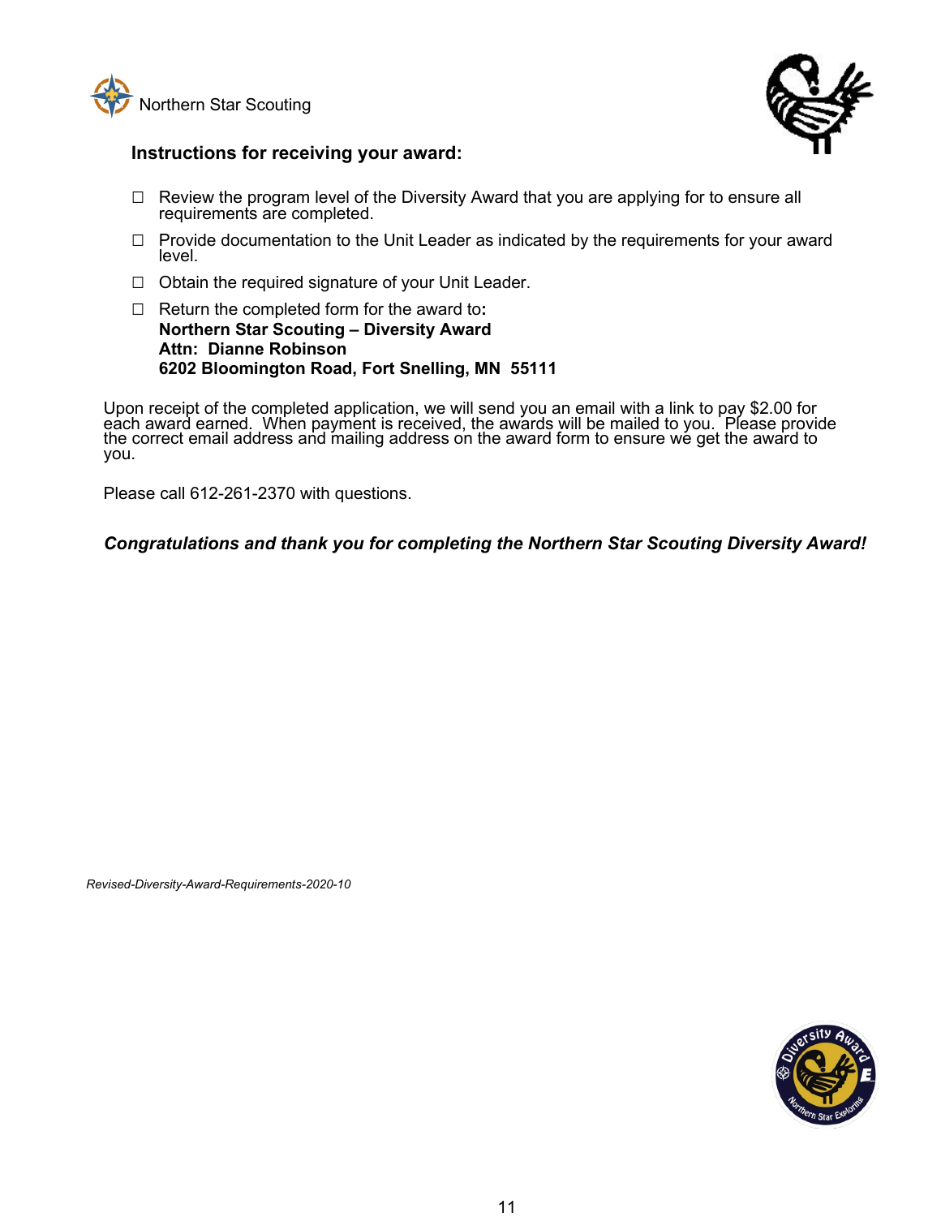Northern Star Scouting

### Instructions for receiving your award:

- ☐ Review the program level of the Diversity Award that you are applying for to ensure all requirements are completed.
- ☐ Provide documentation to the Unit Leader as indicated by the requirements for your award level.
- ☐ Obtain the required signature of your Unit Leader.
- ☐ Return the completed form for the award to:
  **Northern Star Scouting – Diversity Award**
  **Attn: Dianne Robinson**
  **6202 Bloomington Road, Fort Snelling, MN 55111**

Upon receipt of the completed application, we will send you an email with a link to pay $2.00 for each award earned. When payment is received, the awards will be mailed to you. Please provide the correct email address and mailing address on the award form to ensure we get the award to you.

Please call 612-261-2370 with questions.

***Congratulations and thank you for completing the Northern Star Scouting Diversity Award!***

*Revised-Diversity-Award-Requirements-2020-10*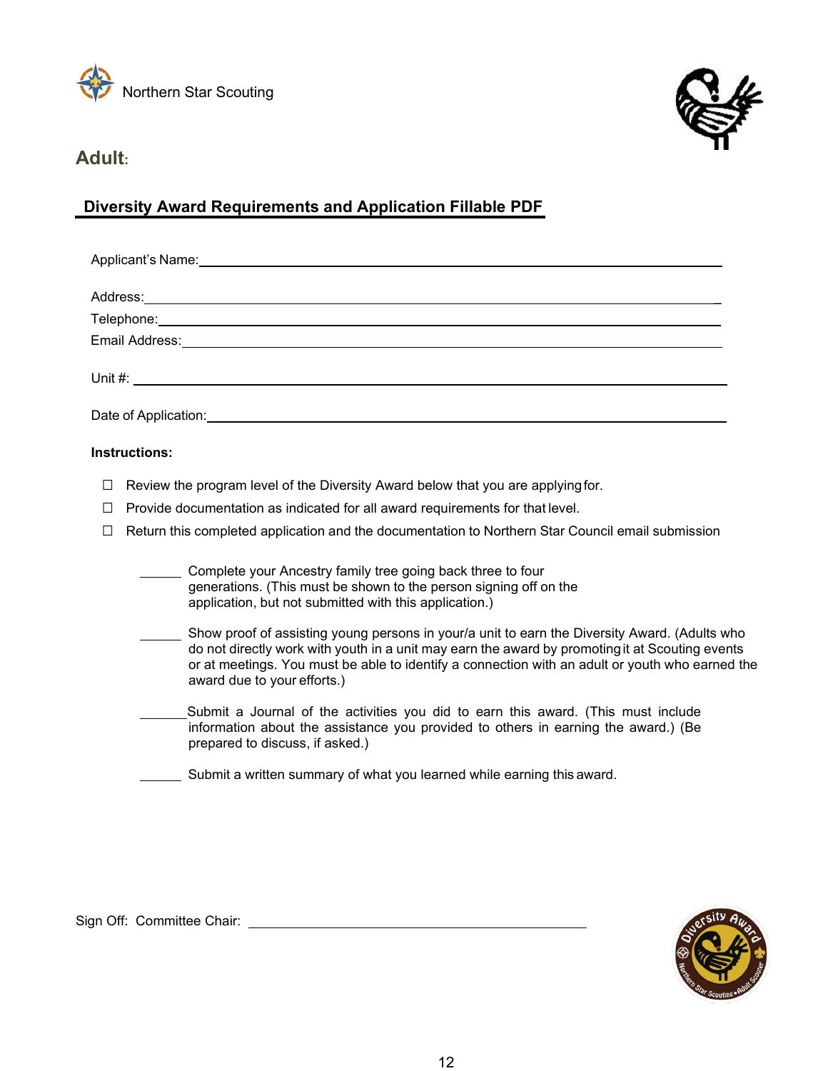Northern Star Scouting

## Adult:

## Diversity Award Requirements and Application Fillable PDF

Applicant's Name: ______________________________

Address: ______________________________

Telephone: ______________________________

Email Address: ______________________________

Unit #: ______________________________

Date of Application: ______________________________

**Instructions:**

- ☐ Review the program level of the Diversity Award below that you are applying for.
- ☐ Provide documentation as indicated for all award requirements for that level.
- ☐ Return this completed application and the documentation to Northern Star Council email submission

______ Complete your Ancestry family tree going back three to four generations. (This must be shown to the person signing off on the application, but not submitted with this application.)

______ Show proof of assisting young persons in your/a unit to earn the Diversity Award. (Adults who do not directly work with youth in a unit may earn the award by promoting it at Scouting events or at meetings. You must be able to identify a connection with an adult or youth who earned the award due to your efforts.)

______ Submit a Journal of the activities you did to earn this award. (This must include information about the assistance you provided to others in earning the award.) (Be prepared to discuss, if asked.)

______ Submit a written summary of what you learned while earning this award.

Sign Off: Committee Chair: ______________________________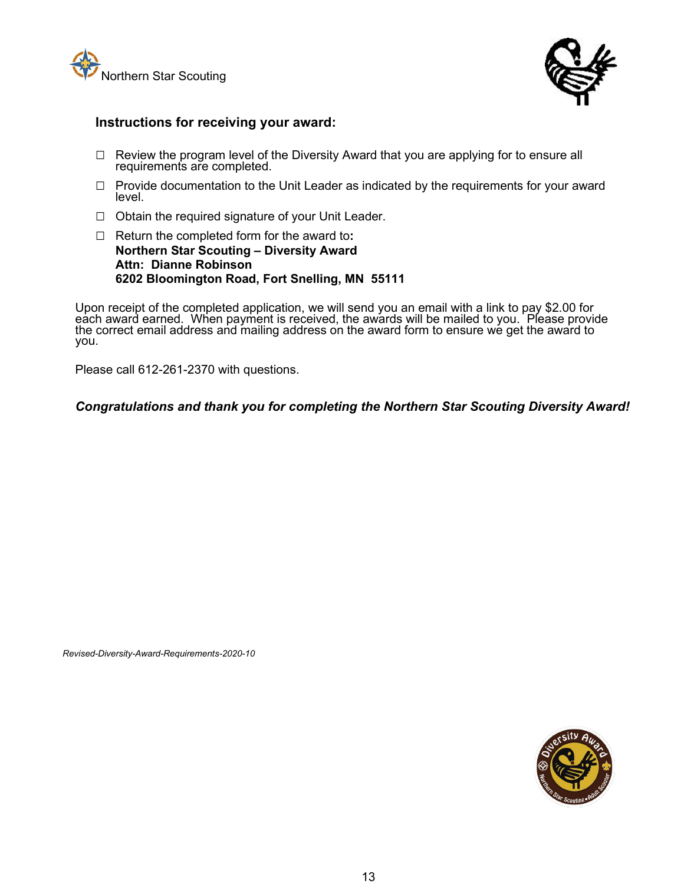Northern Star Scouting

### Instructions for receiving your award:

- ☐ Review the program level of the Diversity Award that you are applying for to ensure all requirements are completed.
- ☐ Provide documentation to the Unit Leader as indicated by the requirements for your award level.
- ☐ Obtain the required signature of your Unit Leader.
- ☐ Return the completed form for the award to:
  **Northern Star Scouting – Diversity Award**
  **Attn: Dianne Robinson**
  **6202 Bloomington Road, Fort Snelling, MN 55111**

Upon receipt of the completed application, we will send you an email with a link to pay $2.00 for each award earned. When payment is received, the awards will be mailed to you. Please provide the correct email address and mailing address on the award form to ensure we get the award to you.

Please call 612-261-2370 with questions.

***Congratulations and thank you for completing the Northern Star Scouting Diversity Award!***

*Revised-Diversity-Award-Requirements-2020-10*